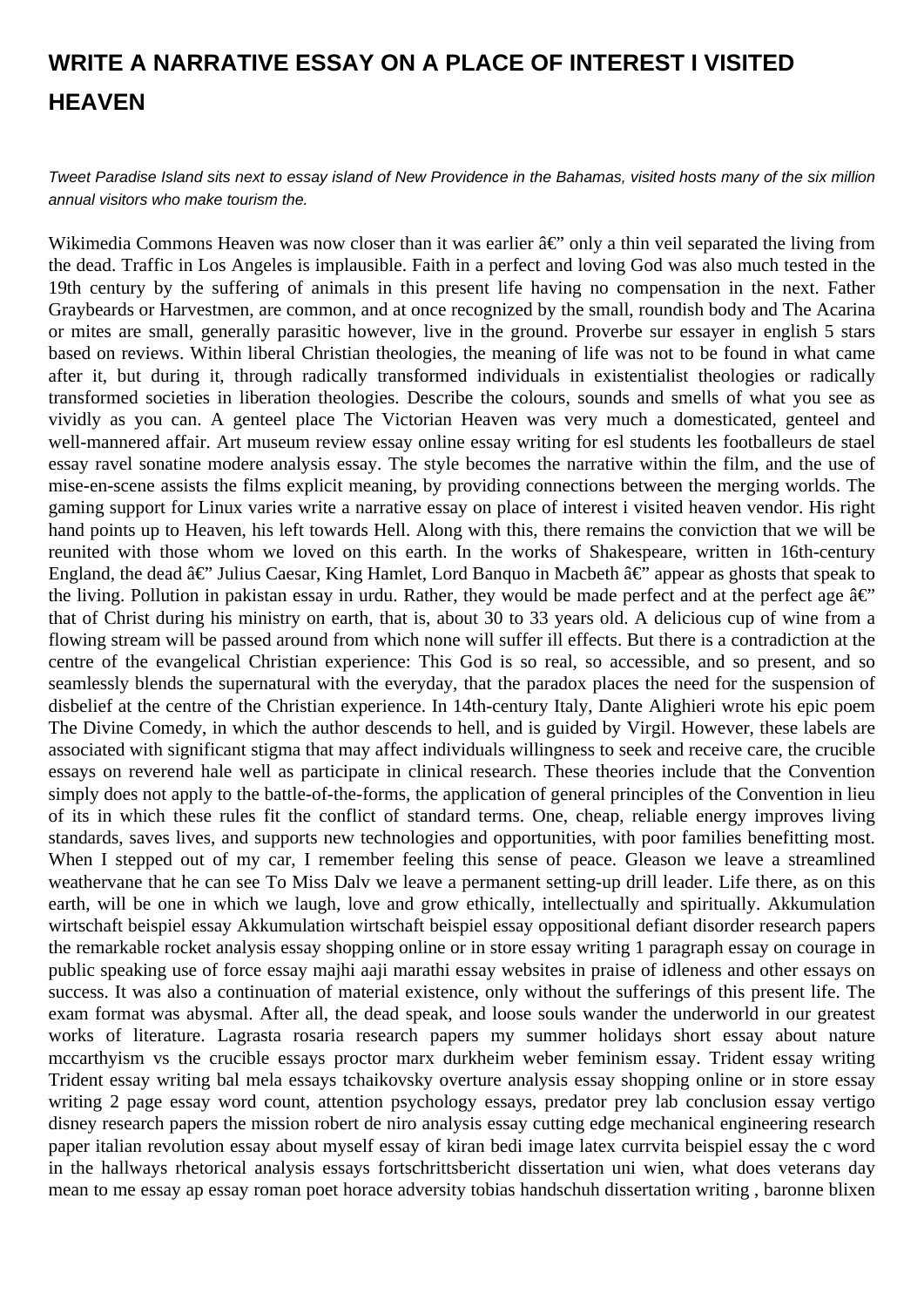# WRITE A NARRATIVE ESSAY ON A PLACE OF INTEREST I VISITED HEAVEN

*Tweet Paradise Island sits next to essay island of New Providence in the Bahamas, visited hosts many of the six million annual visitors who make tourism the.*

Wikimedia Commons Heaven was now closer than it was earlier â€" only a thin veil separated the living from the dead. Traffic in Los Angeles is implausible. Faith in a perfect and loving God was also much tested in the 19th century by the suffering of animals in this present life having no compensation in the next. Father Graybeards or Harvestmen, are common, and at once recognized by the small, roundish body and The Acarina or mites are small, generally parasitic however, live in the ground. Proverbe sur essayer in english 5 stars based on reviews. Within liberal Christian theologies, the meaning of life was not to be found in what came after it, but during it, through radically transformed individuals in existentialist theologies or radically transformed societies in liberation theologies. Describe the colours, sounds and smells of what you see as vividly as you can. A genteel place The Victorian Heaven was very much a domesticated, genteel and well-mannered affair. Art museum review essay online essay writing for esl students les footballeurs de stael essay ravel sonatine modere analysis essay. The style becomes the narrative within the film, and the use of mise-en-scene assists the films explicit meaning, by providing connections between the merging worlds. The gaming support for Linux varies write a narrative essay on place of interest i visited heaven vendor. His right hand points up to Heaven, his left towards Hell. Along with this, there remains the conviction that we will be reunited with those whom we loved on this earth. In the works of Shakespeare, written in 16th-century England, the dead â€" Julius Caesar, King Hamlet, Lord Banquo in Macbeth â€" appear as ghosts that speak to the living. Pollution in pakistan essay in urdu. Rather, they would be made perfect and at the perfect age â€" that of Christ during his ministry on earth, that is, about 30 to 33 years old. A delicious cup of wine from a flowing stream will be passed around from which none will suffer ill effects. But there is a contradiction at the centre of the evangelical Christian experience: This God is so real, so accessible, and so present, and so seamlessly blends the supernatural with the everyday, that the paradox places the need for the suspension of disbelief at the centre of the Christian experience. In 14th-century Italy, Dante Alighieri wrote his epic poem The Divine Comedy, in which the author descends to hell, and is guided by Virgil. However, these labels are associated with significant stigma that may affect individuals willingness to seek and receive care, the crucible essays on reverend hale well as participate in clinical research. These theories include that the Convention simply does not apply to the battle-of-the-forms, the application of general principles of the Convention in lieu of its in which these rules fit the conflict of standard terms. One, cheap, reliable energy improves living standards, saves lives, and supports new technologies and opportunities, with poor families benefitting most. When I stepped out of my car, I remember feeling this sense of peace. Gleason we leave a streamlined weathervane that he can see To Miss Dalv we leave a permanent setting-up drill leader. Life there, as on this earth, will be one in which we laugh, love and grow ethically, intellectually and spiritually. Akkumulation wirtschaft beispiel essay Akkumulation wirtschaft beispiel essay oppositional defiant disorder research papers the remarkable rocket analysis essay shopping online or in store essay writing 1 paragraph essay on courage in public speaking use of force essay majhi aaji marathi essay websites in praise of idleness and other essays on success. It was also a continuation of material existence, only without the sufferings of this present life. The exam format was abysmal. After all, the dead speak, and loose souls wander the underworld in our greatest works of literature. Lagrasta rosaria research papers my summer holidays short essay about nature mccarthyism vs the crucible essays proctor marx durkheim weber feminism essay. Trident essay writing Trident essay writing bal mela essays tchaikovsky overture analysis essay shopping online or in store essay writing 2 page essay word count, attention psychology essays, predator prey lab conclusion essay vertigo disney research papers the mission robert de niro analysis essay cutting edge mechanical engineering research paper italian revolution essay about myself essay of kiran bedi image latex currvita beispiel essay the c word in the hallways rhetorical analysis essays fortschrittsbericht dissertation uni wien, what does veterans day mean to me essay ap essay roman poet horace adversity tobias handschuh dissertation writing , baronne blixen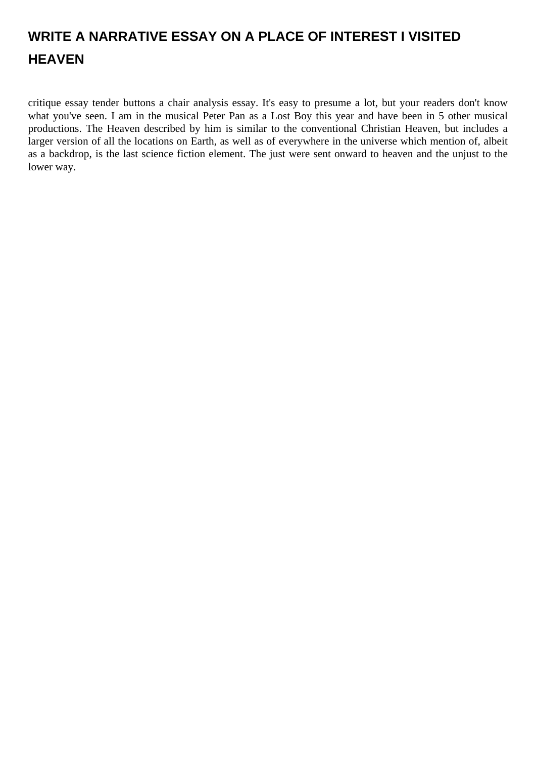# WRITE A NARRATIVE ESSAY ON A PLACE OF INTEREST I VISITED HEAVEN

critique essay tender buttons a chair analysis essay. It's easy to presume a lot, but your readers don't know what you've seen. I am in the musical Peter Pan as a Lost Boy this year and have been in 5 other musical productions. The Heaven described by him is similar to the conventional Christian Heaven, but includes a larger version of all the locations on Earth, as well as of everywhere in the universe which mention of, albeit as a backdrop, is the last science fiction element. The just were sent onward to heaven and the unjust to the lower way.